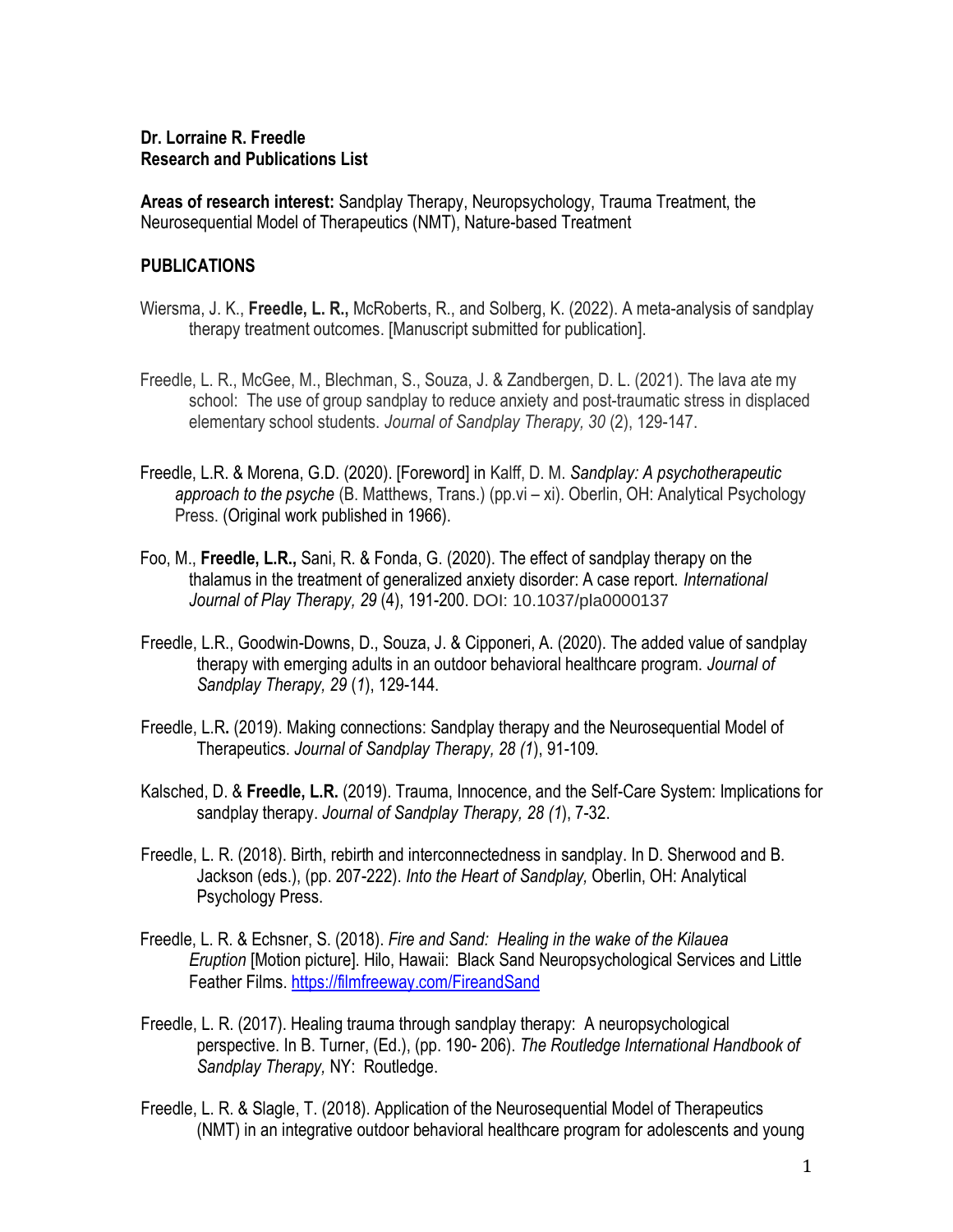**Dr. Lorraine R. Freedle**
**Research and Publications List**

**Areas of research interest:** Sandplay Therapy, Neuropsychology, Trauma Treatment, the Neurosequential Model of Therapeutics (NMT), Nature-based Treatment

## PUBLICATIONS

Wiersma, J. K., **Freedle, L. R.,** McRoberts, R., and Solberg, K. (2022). A meta-analysis of sandplay therapy treatment outcomes. [Manuscript submitted for publication].

Freedle, L. R., McGee, M., Blechman, S., Souza, J. & Zandbergen, D. L. (2021). The lava ate my school: The use of group sandplay to reduce anxiety and post-traumatic stress in displaced elementary school students. *Journal of Sandplay Therapy, 30* (2), 129-147.

Freedle, L.R. & Morena, G.D. (2020). [Foreword] in Kalff, D. M. *Sandplay: A psychotherapeutic approach to the psyche* (B. Matthews, Trans.) (pp.vi – xi). Oberlin, OH: Analytical Psychology Press. (Original work published in 1966).

Foo, M., **Freedle, L.R.,** Sani, R. & Fonda, G. (2020). The effect of sandplay therapy on the thalamus in the treatment of generalized anxiety disorder: A case report. *International Journal of Play Therapy, 29* (4), 191-200. DOI: 10.1037/pla0000137

Freedle, L.R., Goodwin-Downs, D., Souza, J. & Cipponeri, A. (2020). The added value of sandplay therapy with emerging adults in an outdoor behavioral healthcare program. *Journal of Sandplay Therapy, 29* (*1*), 129-144.

Freedle, L.R**.** (2019). Making connections: Sandplay therapy and the Neurosequential Model of Therapeutics. *Journal of Sandplay Therapy, 28 (1*), 91-109.

Kalsched, D. & **Freedle, L.R.** (2019). Trauma, Innocence, and the Self-Care System: Implications for sandplay therapy. *Journal of Sandplay Therapy, 28 (1*), 7-32.

Freedle, L. R. (2018). Birth, rebirth and interconnectedness in sandplay. In D. Sherwood and B. Jackson (eds.), (pp. 207-222). *Into the Heart of Sandplay,* Oberlin, OH: Analytical Psychology Press.

Freedle, L. R. & Echsner, S. (2018). *Fire and Sand: Healing in the wake of the Kilauea Eruption* [Motion picture]. Hilo, Hawaii: Black Sand Neuropsychological Services and Little Feather Films. https://filmfreeway.com/FireandSand

Freedle, L. R. (2017). Healing trauma through sandplay therapy: A neuropsychological perspective. In B. Turner, (Ed.), (pp. 190- 206). *The Routledge International Handbook of Sandplay Therapy,* NY: Routledge.

Freedle, L. R. & Slagle, T. (2018). Application of the Neurosequential Model of Therapeutics (NMT) in an integrative outdoor behavioral healthcare program for adolescents and young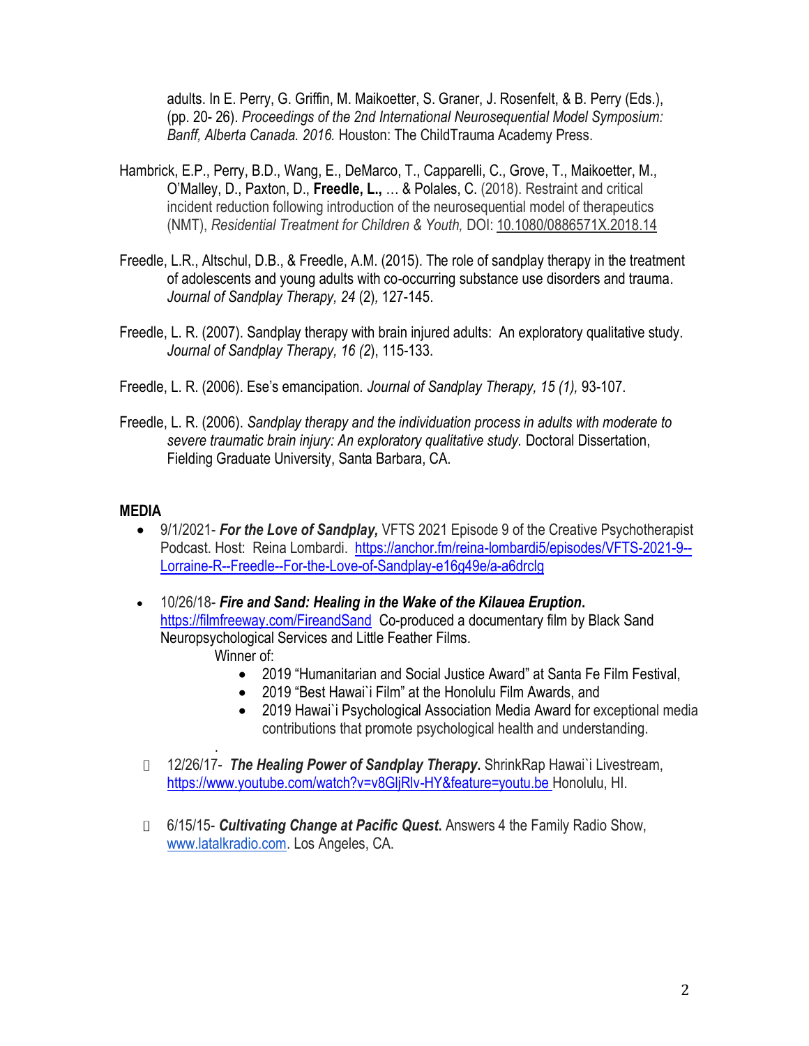adults. In E. Perry, G. Griffin, M. Maikoetter, S. Graner, J. Rosenfelt, & B. Perry (Eds.), (pp. 20- 26). *Proceedings of the 2nd International Neurosequential Model Symposium: Banff, Alberta Canada. 2016.* Houston: The ChildTrauma Academy Press.

Hambrick, E.P., Perry, B.D., Wang, E., DeMarco, T., Capparelli, C., Grove, T., Maikoetter, M., O'Malley, D., Paxton, D., **Freedle, L.,** … & Polales, C. (2018). Restraint and critical incident reduction following introduction of the neurosequential model of therapeutics (NMT), *Residential Treatment for Children & Youth,* DOI: 10.1080/0886571X.2018.14

Freedle, L.R., Altschul, D.B., & Freedle, A.M. (2015). The role of sandplay therapy in the treatment of adolescents and young adults with co-occurring substance use disorders and trauma. *Journal of Sandplay Therapy, 24* (2)*,* 127-145.

Freedle, L. R. (2007). Sandplay therapy with brain injured adults: An exploratory qualitative study. *Journal of Sandplay Therapy, 16 (2*), 115-133.

Freedle, L. R. (2006). Ese's emancipation. *Journal of Sandplay Therapy, 15 (1),* 93-107.

Freedle, L. R. (2006). *Sandplay therapy and the individuation process in adults with moderate to severe traumatic brain injury: An exploratory qualitative study.* Doctoral Dissertation, Fielding Graduate University, Santa Barbara, CA.

## MEDIA

- 9/1/2021- ***For the Love of Sandplay,*** VFTS 2021 Episode 9 of the Creative Psychotherapist Podcast. Host: Reina Lombardi. https://anchor.fm/reina-lombardi5/episodes/VFTS-2021-9--Lorraine-R--Freedle--For-the-Love-of-Sandplay-e16g49e/a-a6drclg

- 10/26/18- ***Fire and Sand: Healing in the Wake of the Kilauea Eruption.*** https://filmfreeway.com/FireandSand Co-produced a documentary film by Black Sand Neuropsychological Services and Little Feather Films.
  Winner of:
  - 2019 "Humanitarian and Social Justice Award" at Santa Fe Film Festival,
  - 2019 "Best Hawai`i Film" at the Honolulu Film Awards, and
  - 2019 Hawai`i Psychological Association Media Award for exceptional media contributions that promote psychological health and understanding.

- 12/26/17- ***The Healing Power of Sandplay Therapy.*** ShrinkRap Hawai`i Livestream, https://www.youtube.com/watch?v=v8GljRlv-HY&feature=youtu.be Honolulu, HI.

- 6/15/15- ***Cultivating Change at Pacific Quest.*** Answers 4 the Family Radio Show, www.latalkradio.com. Los Angeles, CA.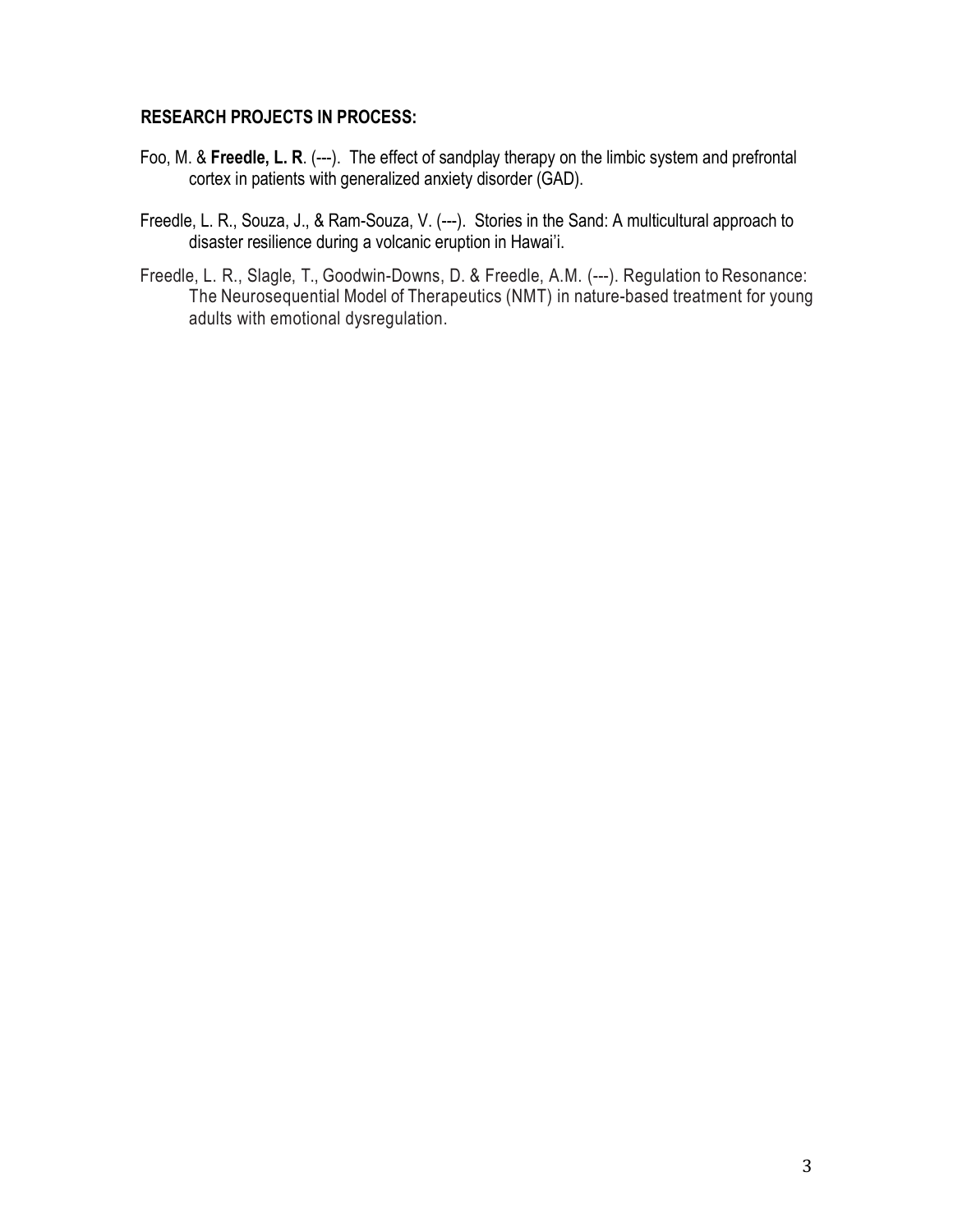**RESEARCH PROJECTS IN PROCESS:**

Foo, M. & **Freedle, L. R**. (---). The effect of sandplay therapy on the limbic system and prefrontal cortex in patients with generalized anxiety disorder (GAD).

Freedle, L. R., Souza, J., & Ram-Souza, V. (---). Stories in the Sand: A multicultural approach to disaster resilience during a volcanic eruption in Hawai'i.

Freedle, L. R., Slagle, T., Goodwin-Downs, D. & Freedle, A.M. (---). Regulation to Resonance: The Neurosequential Model of Therapeutics (NMT) in nature-based treatment for young adults with emotional dysregulation.